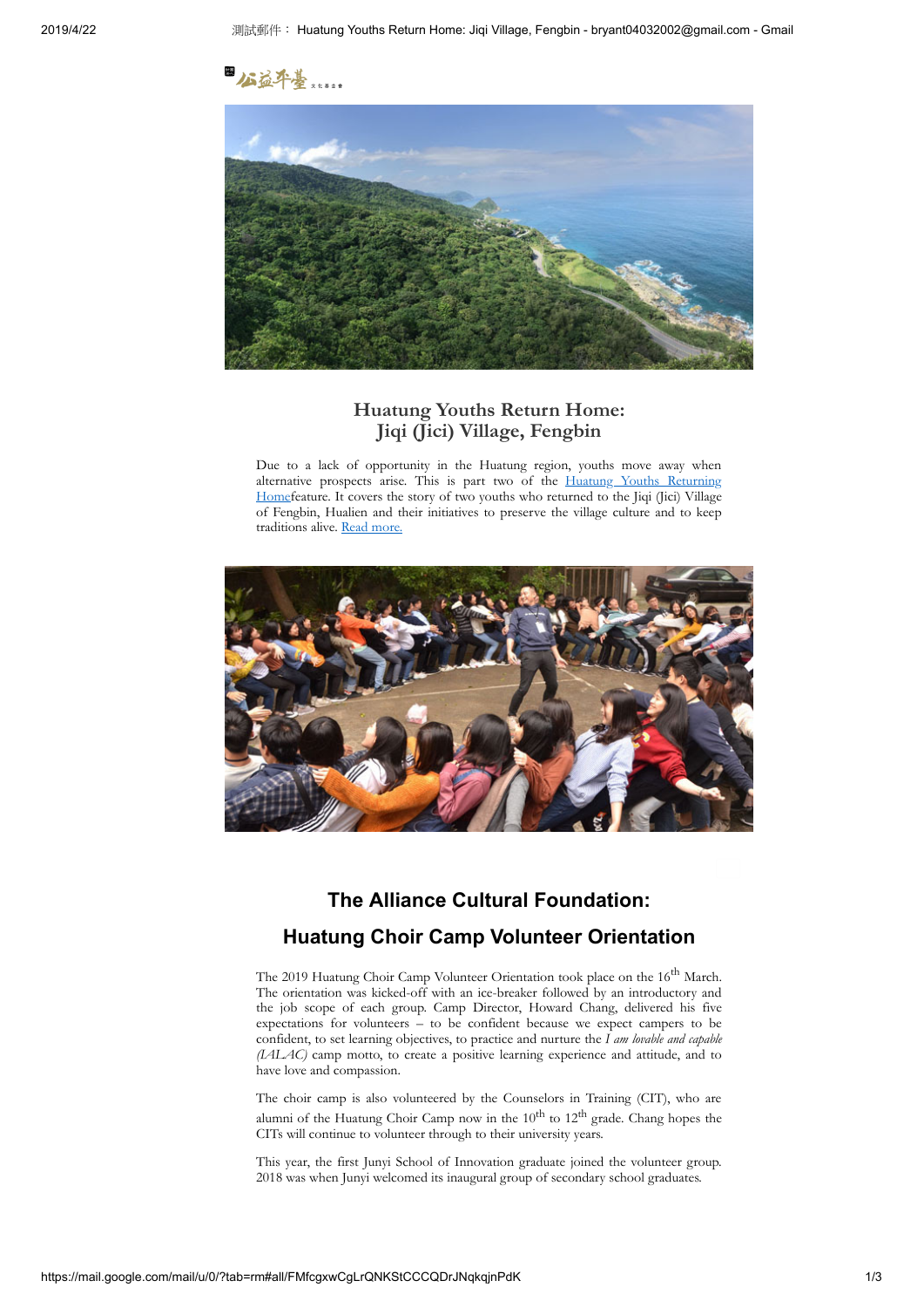## Huatung Youths Return Home: Jiqi (Jici) Village, Fengbin

Due to a lack of opportunity in the Huatung region, youths move away when alternative prospects arise. This is part two of the Huatung Youths Returning Homefeature. It covers the story of two youths who returned to the Jiqi (Jici) Village of Fengbin, Hualien and their initiatives to preserve the village culture and to keep traditions alive. Read more.

## The Alliance Cultural Foundation: Huatung Choir Camp Volunteer Orientation

The 2019 Huatung Choir Camp Volunteer Orientation took place on the 16th March. The orientation was kicked-off with an ice-breaker followed by an introductory and the job scope of each group. Camp Director, Howard Chang, delivered his five expectations for volunteers – to be confident because we expect campers to be confident, to set learning objectives, to practice and nurture the *I am lovable and capable (IALAC)* camp motto, to create a positive learning experience and attitude, and to have love and compassion.

The choir camp is also volunteered by the Counselors in Training (CIT), who are alumni of the Huatung Choir Camp now in the 10th to 12th grade. Chang hopes the CITs will continue to volunteer through to their university years.

This year, the first Junyi School of Innovation graduate joined the volunteer group. 2018 was when Junyi welcomed its inaugural group of secondary school graduates.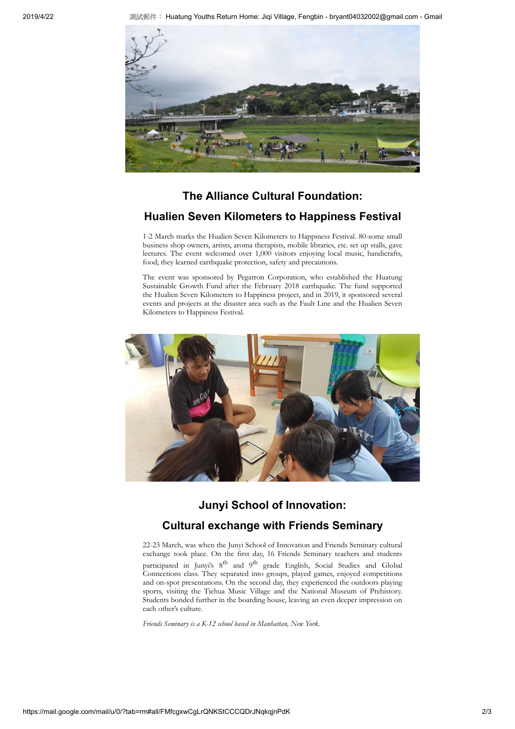## The Alliance Cultural Foundation:

## Hualien Seven Kilometers to Happiness Festival

1-2 March marks the Hualien Seven Kilometers to Happiness Festival. 80-some small business shop owners, artists, aroma therapists, mobile libraries, etc. set up stalls, gave lectures. The event welcomed over 1,000 visitors enjoying local music, handicrafts, food; they learned earthquake protection, safety and precautions.

The event was sponsored by Pegatron Corporation, who established the Huatung Sustainable Growth Fund after the February 2018 earthquake. The fund supported the Hualien Seven Kilometers to Happiness project, and in 2019, it sponsored several events and projects at the disaster area such as the Fault Line and the Hualien Seven Kilometers to Happiness Festival.

## Junyi School of Innovation:

## Cultural exchange with Friends Seminary

22-23 March, was when the Junyi School of Innovation and Friends Seminary cultural exchange took place. On the first day, 16 Friends Seminary teachers and students participated in Junyi's 8th and 9th grade English, Social Studies and Global Connections class. They separated into groups, played games, enjoyed competitions and on-spot presentations. On the second day, they experienced the outdoors playing sports, visiting the Tiehua Music Village and the National Museum of Prehistory. Students bonded further in the boarding house, leaving an even deeper impression on each other's culture.

*Friends Seminary is a K-12 school based in Manhattan, New York.*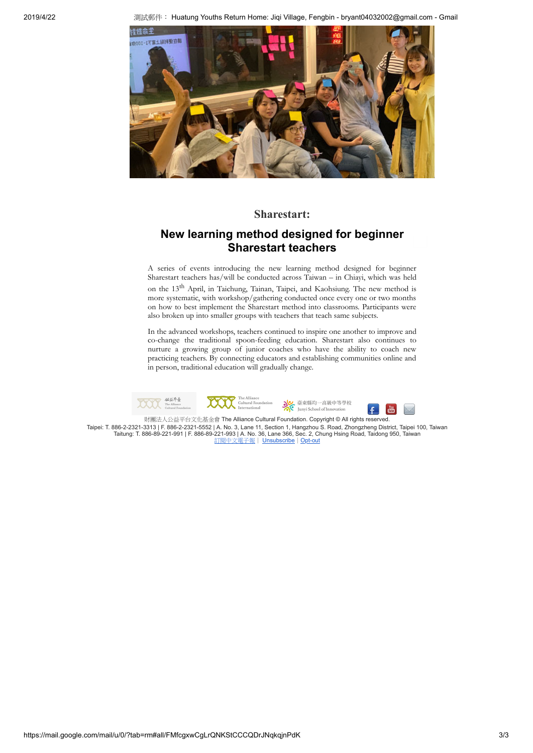### Sharestart:

## New learning method designed for beginner Sharestart teachers

A series of events introducing the new learning method designed for beginner Sharestart teachers has/will be conducted across Taiwan – in Chiayi, which was held on the 13th April, in Taichung, Tainan, Taipei, and Kaohsiung. The new method is more systematic, with workshop/gathering conducted once every one or two months on how to best implement the Sharestart method into classrooms. Participants were also broken up into smaller groups with teachers that teach same subjects.

In the advanced workshops, teachers continued to inspire one another to improve and co-change the traditional spoon-feeding education. Sharestart also continues to nurture a growing group of junior coaches who have the ability to coach new practicing teachers. By connecting educators and establishing communities online and in person, traditional education will gradually change.

財團法人公益平台文化基金會 The Alliance Cultural Foundation. Copyright © All rights reserved.
Taipei: T. 886-2-2321-3313 | F. 886-2-2321-5552 | A. No. 3, Lane 11, Section 1, Hangzhou S. Road, Zhongzheng District, Taipei 100, Taiwan
Taitung: T. 886-89-221-991 | F. 886-89-221-993 | A. No. 36, Lane 366, Sec. 2, Chung Hsing Road, Taidong 950, Taiwan
訂閱中文電子報 | Unsubscribe | Opt-out